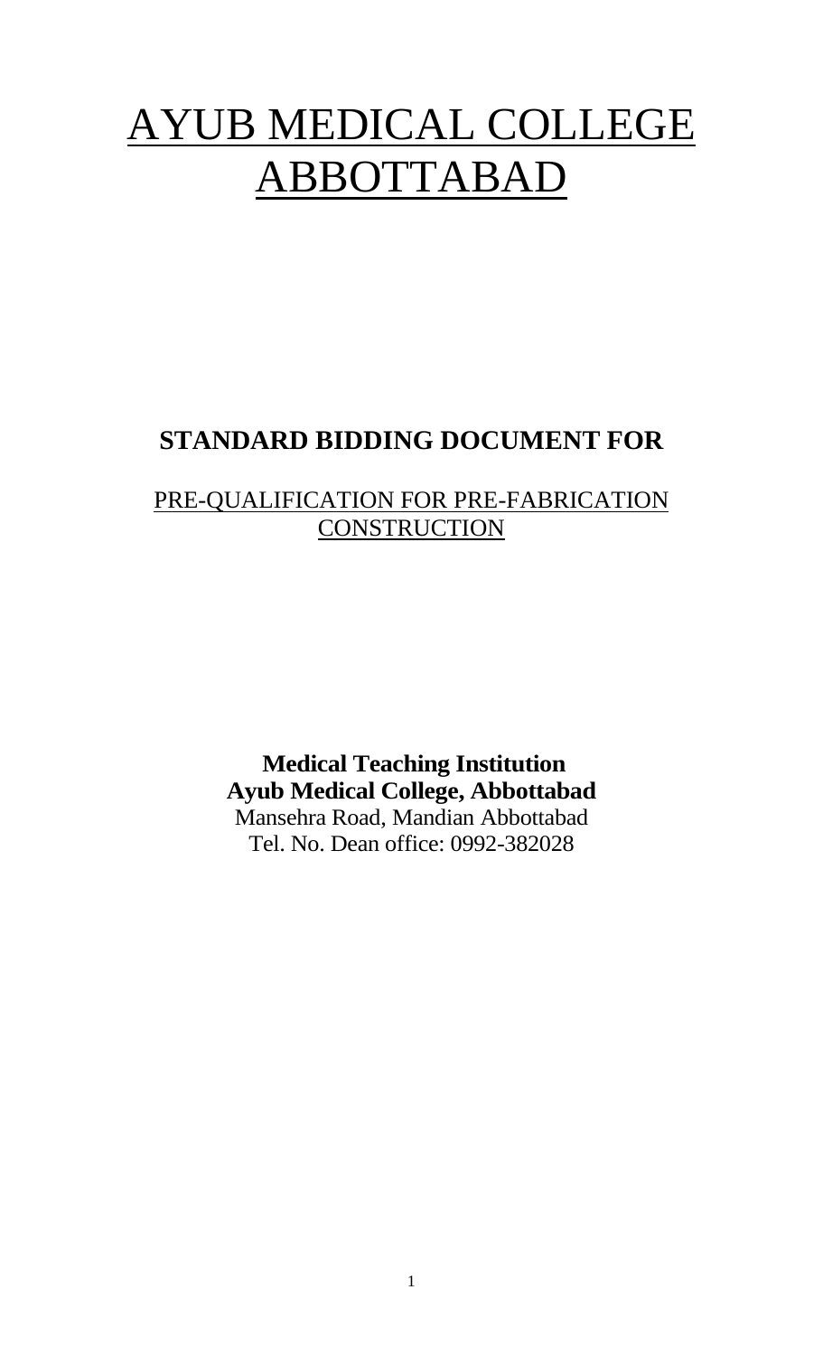# AYUB MEDICAL COLLEGE ABBOTTABAD

## STANDARD BIDDING DOCUMENT FOR

PRE-QUALIFICATION FOR PRE-FABRICATION CONSTRUCTION

**Medical Teaching Institution**
**Ayub Medical College, Abbottabad**
Mansehra Road, Mandian Abbottabad
Tel. No. Dean office: 0992-382028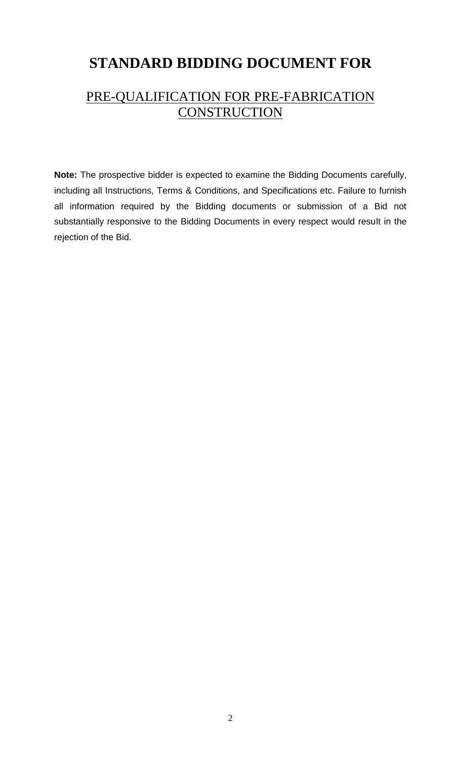# STANDARD BIDDING DOCUMENT FOR

## PRE-QUALIFICATION FOR PRE-FABRICATION CONSTRUCTION

**Note:** The prospective bidder is expected to examine the Bidding Documents carefully, including all Instructions, Terms & Conditions, and Specifications etc. Failure to furnish all information required by the Bidding documents or submission of a Bid not substantially responsive to the Bidding Documents in every respect would result in the rejection of the Bid.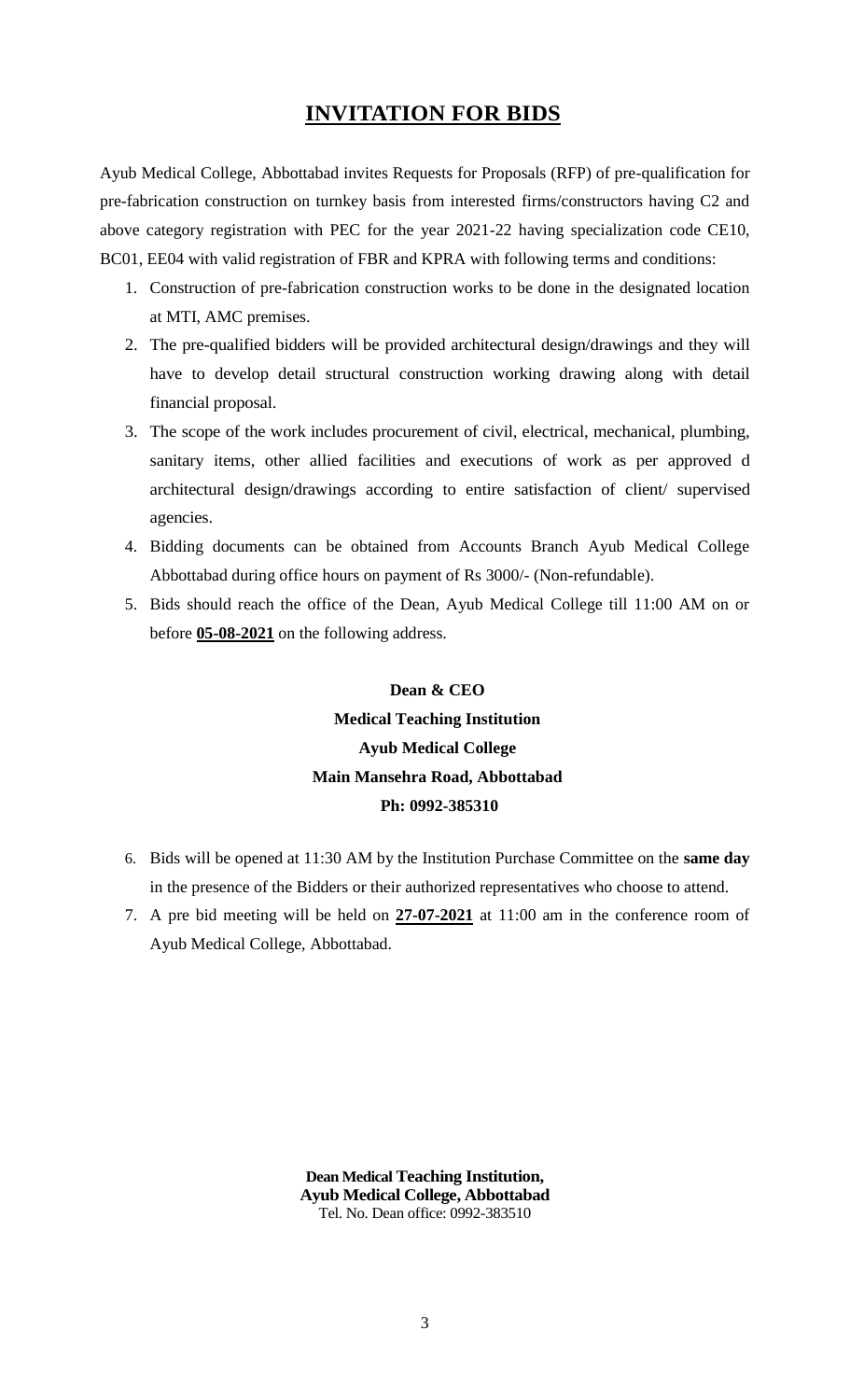# INVITATION FOR BIDS

Ayub Medical College, Abbottabad invites Requests for Proposals (RFP) of pre-qualification for pre-fabrication construction on turnkey basis from interested firms/constructors having C2 and above category registration with PEC for the year 2021-22 having specialization code CE10, BC01, EE04 with valid registration of FBR and KPRA with following terms and conditions:

1. Construction of pre-fabrication construction works to be done in the designated location at MTI, AMC premises.
2. The pre-qualified bidders will be provided architectural design/drawings and they will have to develop detail structural construction working drawing along with detail financial proposal.
3. The scope of the work includes procurement of civil, electrical, mechanical, plumbing, sanitary items, other allied facilities and executions of work as per approved d architectural design/drawings according to entire satisfaction of client/ supervised agencies.
4. Bidding documents can be obtained from Accounts Branch Ayub Medical College Abbottabad during office hours on payment of Rs 3000/- (Non-refundable).
5. Bids should reach the office of the Dean, Ayub Medical College till 11:00 AM on or before **05-08-2021** on the following address.

**Dean & CEO**
**Medical Teaching Institution**
**Ayub Medical College**
**Main Mansehra Road, Abbottabad**
**Ph: 0992-385310**

6. Bids will be opened at 11:30 AM by the Institution Purchase Committee on the **same day** in the presence of the Bidders or their authorized representatives who choose to attend.
7. A pre bid meeting will be held on **27-07-2021** at 11:00 am in the conference room of Ayub Medical College, Abbottabad.

**Dean Medical Teaching Institution,**
**Ayub Medical College, Abbottabad**
Tel. No. Dean office: 0992-383510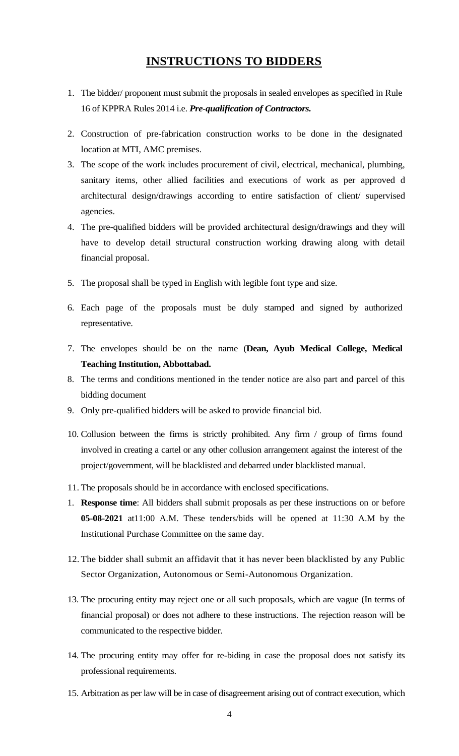# INSTRUCTIONS TO BIDDERS

1. The bidder/ proponent must submit the proposals in sealed envelopes as specified in Rule 16 of KPPRA Rules 2014 i.e. ***Pre-qualification of Contractors.***
2. Construction of pre-fabrication construction works to be done in the designated location at MTI, AMC premises.
3. The scope of the work includes procurement of civil, electrical, mechanical, plumbing, sanitary items, other allied facilities and executions of work as per approved d architectural design/drawings according to entire satisfaction of client/ supervised agencies.
4. The pre-qualified bidders will be provided architectural design/drawings and they will have to develop detail structural construction working drawing along with detail financial proposal.
5. The proposal shall be typed in English with legible font type and size.
6. Each page of the proposals must be duly stamped and signed by authorized representative.
7. The envelopes should be on the name (**Dean, Ayub Medical College, Medical Teaching Institution, Abbottabad.**
8. The terms and conditions mentioned in the tender notice are also part and parcel of this bidding document
9. Only pre-qualified bidders will be asked to provide financial bid.
10. Collusion between the firms is strictly prohibited. Any firm / group of firms found involved in creating a cartel or any other collusion arrangement against the interest of the project/government, will be blacklisted and debarred under blacklisted manual.
11. The proposals should be in accordance with enclosed specifications.

1. **Response time**: All bidders shall submit proposals as per these instructions on or before **05-08-2021** at11:00 A.M. These tenders/bids will be opened at 11:30 A.M by the Institutional Purchase Committee on the same day.

12. The bidder shall submit an affidavit that it has never been blacklisted by any Public Sector Organization, Autonomous or Semi-Autonomous Organization.
13. The procuring entity may reject one or all such proposals, which are vague (In terms of financial proposal) or does not adhere to these instructions. The rejection reason will be communicated to the respective bidder.
14. The procuring entity may offer for re-biding in case the proposal does not satisfy its professional requirements.
15. Arbitration as per law will be in case of disagreement arising out of contract execution, which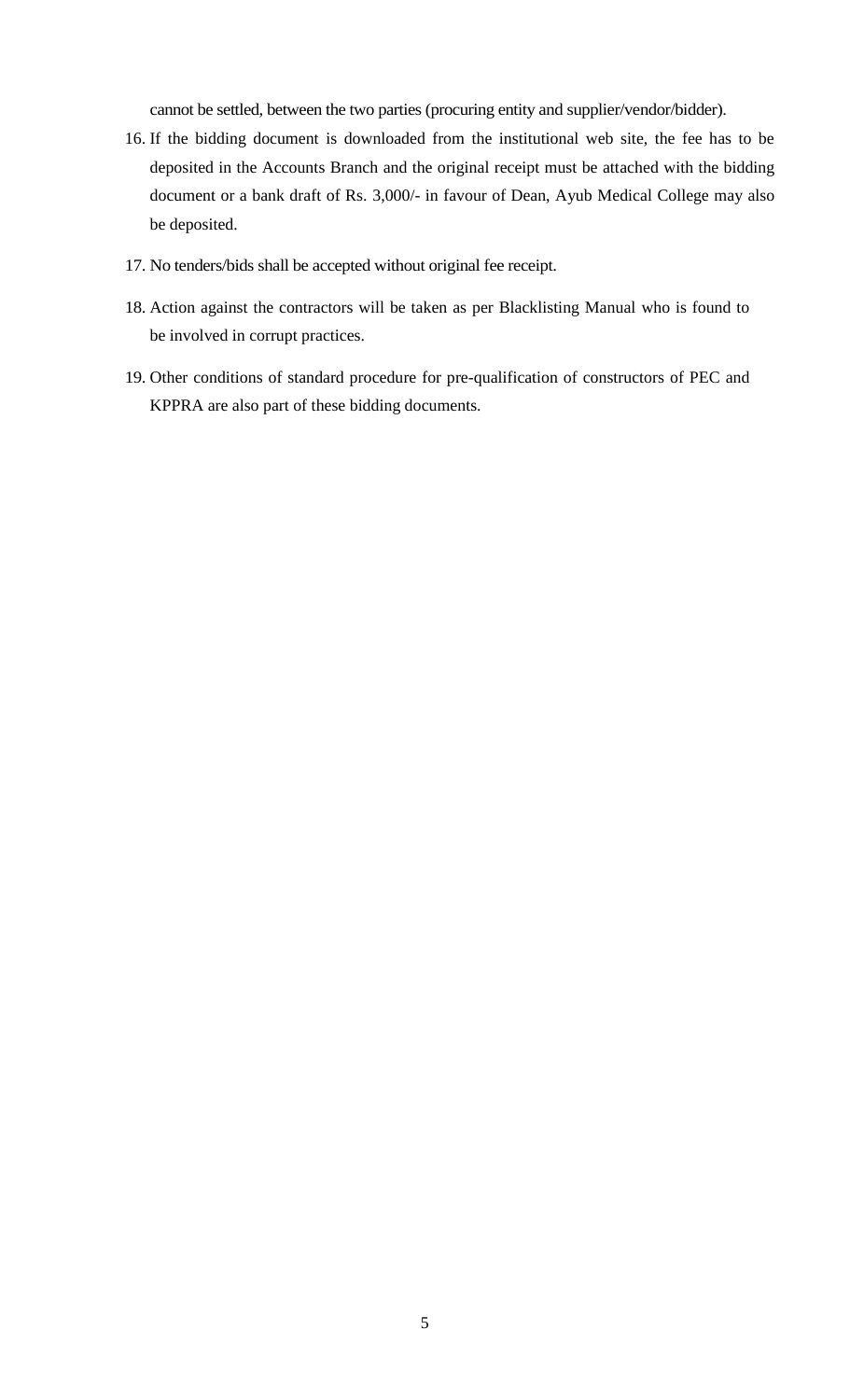cannot be settled, between the two parties (procuring entity and supplier/vendor/bidder).

16. If the bidding document is downloaded from the institutional web site, the fee has to be deposited in the Accounts Branch and the original receipt must be attached with the bidding document or a bank draft of Rs. 3,000/- in favour of Dean, Ayub Medical College may also be deposited.
17. No tenders/bids shall be accepted without original fee receipt.
18. Action against the contractors will be taken as per Blacklisting Manual who is found to be involved in corrupt practices.
19. Other conditions of standard procedure for pre-qualification of constructors of PEC and KPPRA are also part of these bidding documents.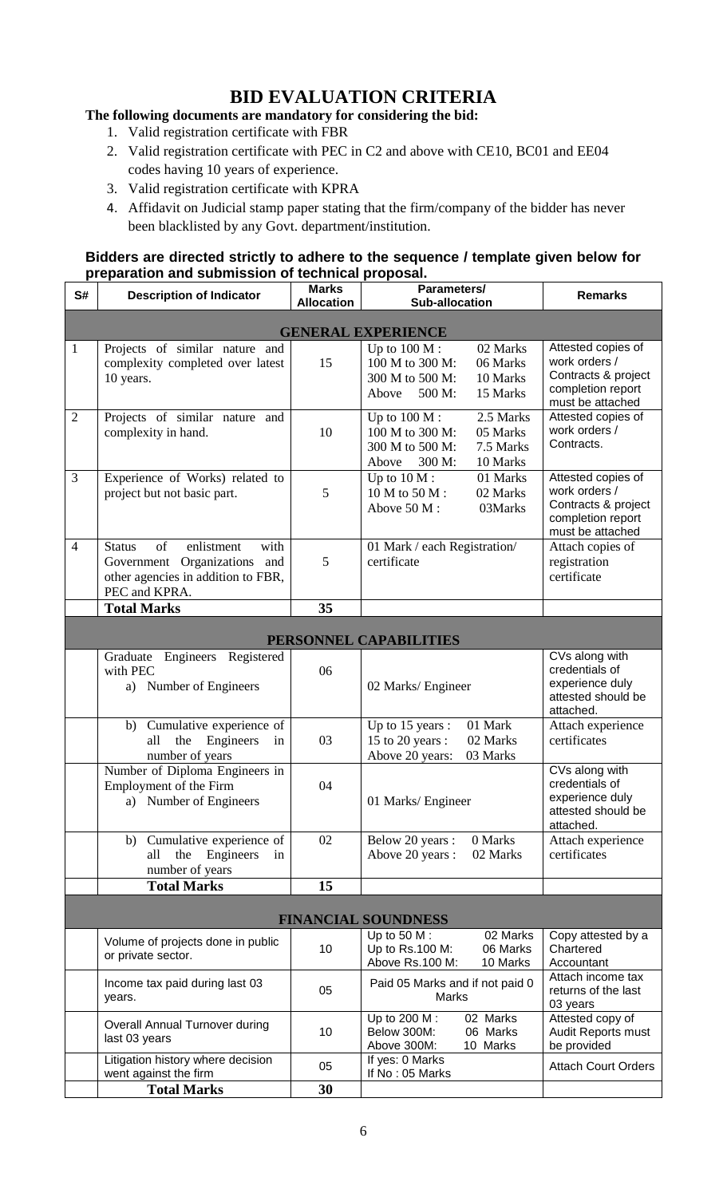# BID EVALUATION CRITERIA

**The following documents are mandatory for considering the bid:**

1. Valid registration certificate with FBR
2. Valid registration certificate with PEC in C2 and above with CE10, BC01 and EE04 codes having 10 years of experience.
3. Valid registration certificate with KPRA
4. Affidavit on Judicial stamp paper stating that the firm/company of the bidder has never been blacklisted by any Govt. department/institution.

**Bidders are directed strictly to adhere to the sequence / template given below for preparation and submission of technical proposal.**

| S# | Description of Indicator | Marks Allocation | Parameters/ Sub-allocation | Remarks |
|---|---|---|---|---|
| | **GENERAL EXPERIENCE** | | | |
| 1 | Projects of similar nature and complexity completed over latest 10 years. | 15 | Up to 100 M : 02 Marks<br>100 M to 300 M: 06 Marks<br>300 M to 500 M: 10 Marks<br>Above 500 M: 15 Marks | Attested copies of work orders / Contracts & project completion report must be attached |
| 2 | Projects of similar nature and complexity in hand. | 10 | Up to 100 M : 2.5 Marks<br>100 M to 300 M: 05 Marks<br>300 M to 500 M: 7.5 Marks<br>Above 300 M: 10 Marks | Attested copies of work orders / Contracts. |
| 3 | Experience of Works) related to project but not basic part. | 5 | Up to 10 M : 01 Marks<br>10 M to 50 M : 02 Marks<br>Above 50 M : 03Marks | Attested copies of work orders / Contracts & project completion report must be attached |
| 4 | Status of enlistment with Government Organizations and other agencies in addition to FBR, PEC and KPRA. | 5 | 01 Mark / each Registration/ certificate | Attach copies of registration certificate |
| | **Total Marks** | **35** | | |
| | **PERSONNEL CAPABILITIES** | | | |
| | Graduate Engineers Registered with PEC<br>a) Number of Engineers | 06 | 02 Marks/ Engineer | CVs along with credentials of experience duly attested should be attached. |
| | b) Cumulative experience of all the Engineers in number of years | 03 | Up to 15 years : 01 Mark<br>15 to 20 years : 02 Marks<br>Above 20 years: 03 Marks | Attach experience certificates |
| | Number of Diploma Engineers in Employment of the Firm<br>a) Number of Engineers | 04 | 01 Marks/ Engineer | CVs along with credentials of experience duly attested should be attached. |
| | b) Cumulative experience of all the Engineers in number of years | 02 | Below 20 years : 0 Marks<br>Above 20 years : 02 Marks | Attach experience certificates |
| | **Total Marks** | **15** | | |
| | **FINANCIAL SOUNDNESS** | | | |
| | Volume of projects done in public or private sector. | 10 | Up to 50 M : 02 Marks<br>Up to Rs.100 M: 06 Marks<br>Above Rs.100 M: 10 Marks | Copy attested by a Chartered Accountant |
| | Income tax paid during last 03 years. | 05 | Paid 05 Marks and if not paid 0 Marks | Attach income tax returns of the last 03 years |
| | Overall Annual Turnover during last 03 years | 10 | Up to 200 M : 02 Marks<br>Below 300M: 06 Marks<br>Above 300M: 10 Marks | Attested copy of Audit Reports must be provided |
| | Litigation history where decision went against the firm | 05 | If yes: 0 Marks<br>If No : 05 Marks | Attach Court Orders |
| | **Total Marks** | **30** | | |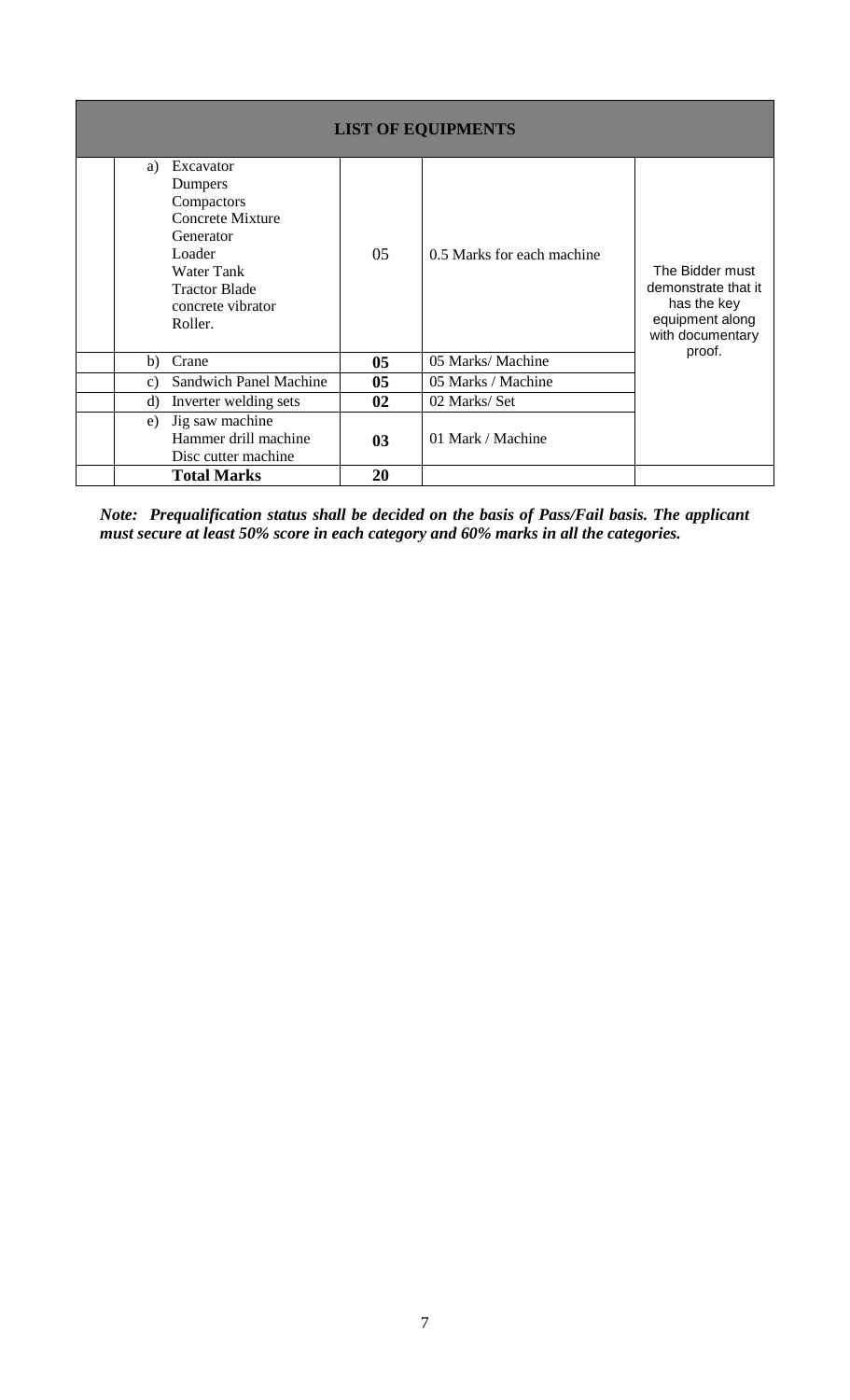| LIST OF EQUIPMENTS | | | | |
|---|---|---|---|---|
| | a) Excavator<br>Dumpers<br>Compactors<br>Concrete Mixture<br>Generator<br>Loader<br>Water Tank<br>Tractor Blade<br>concrete vibrator<br>Roller. | 05 | 0.5 Marks for each machine | The Bidder must demonstrate that it has the key equipment along with documentary proof. |
| | b) Crane | **05** | 05 Marks/ Machine | |
| | c) Sandwich Panel Machine | **05** | 05 Marks / Machine | |
| | d) Inverter welding sets | **02** | 02 Marks/ Set | |
| | e) Jig saw machine<br>Hammer drill machine<br>Disc cutter machine | **03** | 01 Mark / Machine | |
| | **Total Marks** | **20** | | |

***Note: Prequalification status shall be decided on the basis of Pass/Fail basis. The applicant must secure at least 50% score in each category and 60% marks in all the categories.***